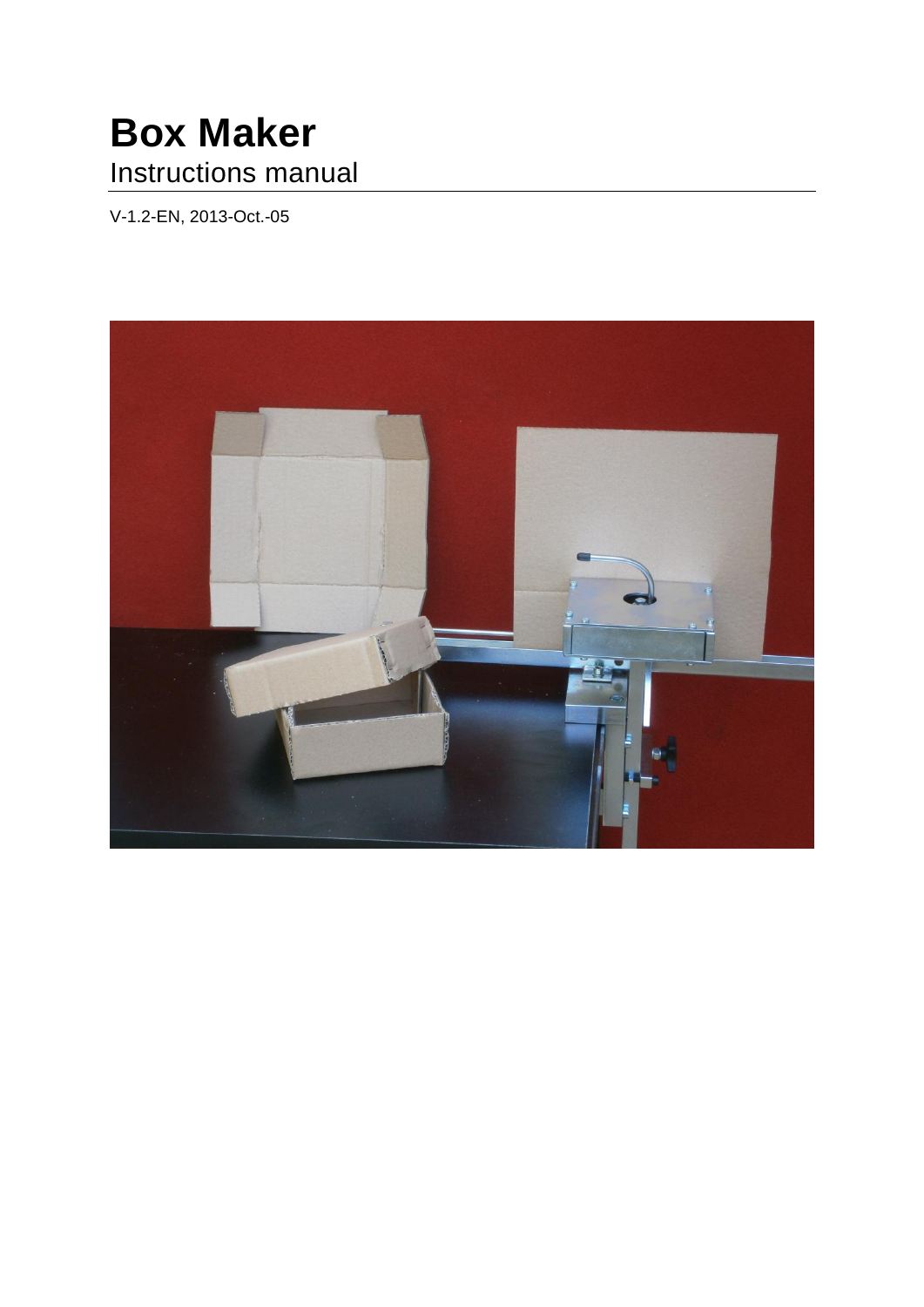# Box Maker

Instructions manual

V-1.2-EN, 2013-Oct.-05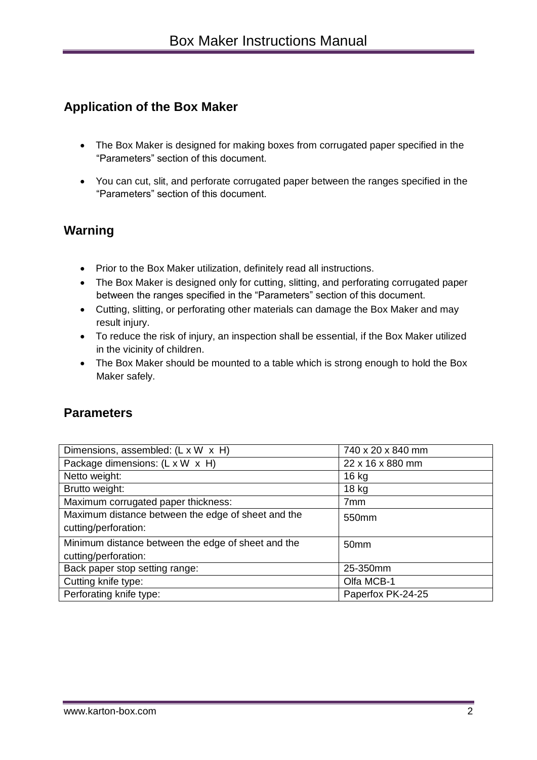## Application of the Box Maker

- The Box Maker is designed for making boxes from corrugated paper specified in the "Parameters" section of this document.
- You can cut, slit, and perforate corrugated paper between the ranges specified in the "Parameters" section of this document.

## Warning

- Prior to the Box Maker utilization, definitely read all instructions.
- The Box Maker is designed only for cutting, slitting, and perforating corrugated paper between the ranges specified in the "Parameters" section of this document.
- Cutting, slitting, or perforating other materials can damage the Box Maker and may result injury.
- To reduce the risk of injury, an inspection shall be essential, if the Box Maker utilized in the vicinity of children.
- The Box Maker should be mounted to a table which is strong enough to hold the Box Maker safely.

## Parameters

| | |
|---|---|
| Dimensions, assembled: (L x W x H) | 740 x 20 x 840 mm |
| Package dimensions: (L x W x H) | 22 x 16 x 880 mm |
| Netto weight: | 16 kg |
| Brutto weight: | 18 kg |
| Maximum corrugated paper thickness: | 7mm |
| Maximum distance between the edge of sheet and the cutting/perforation: | 550mm |
| Minimum distance between the edge of sheet and the cutting/perforation: | 50mm |
| Back paper stop setting range: | 25-350mm |
| Cutting knife type: | Olfa MCB-1 |
| Perforating knife type: | Paperfox PK-24-25 |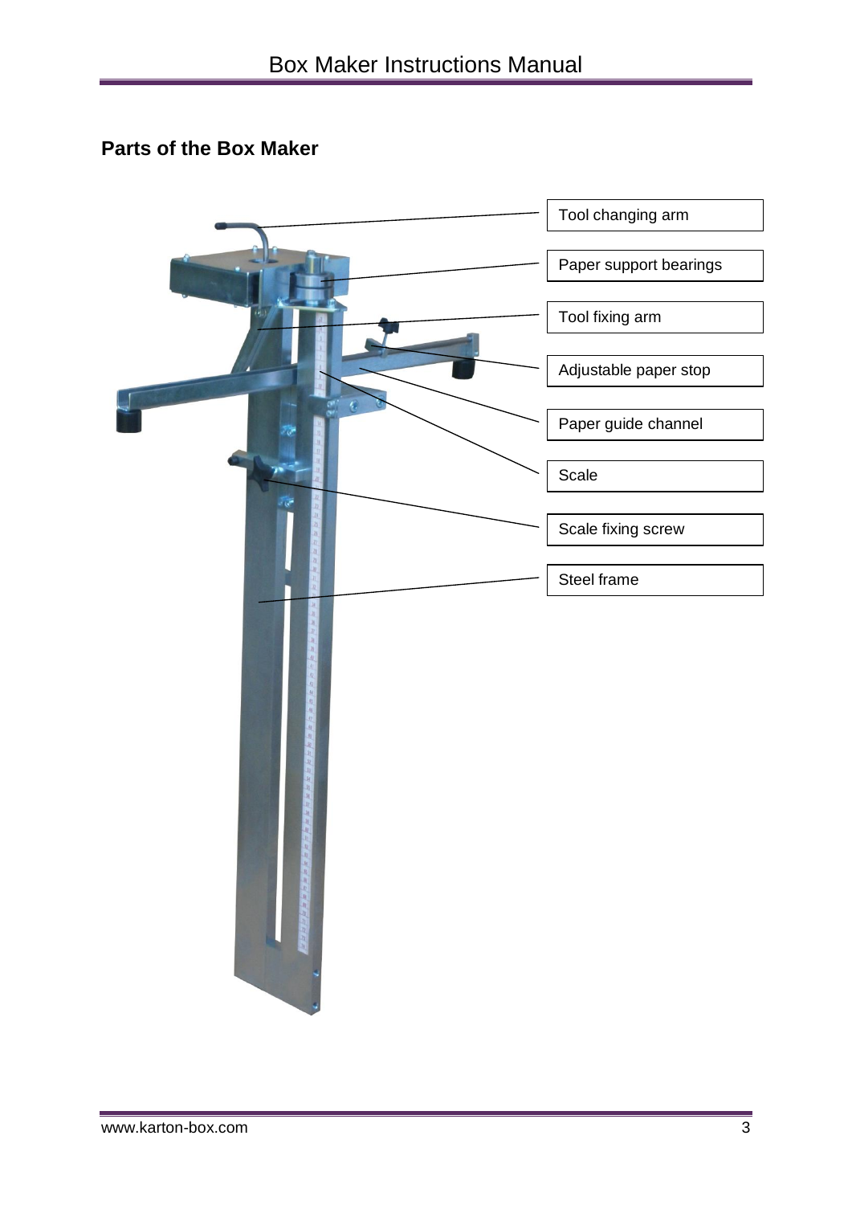## Parts of the Box Maker

- Tool changing arm
- Paper support bearings
- Tool fixing arm
- Adjustable paper stop
- Paper guide channel
- Scale
- Scale fixing screw
- Steel frame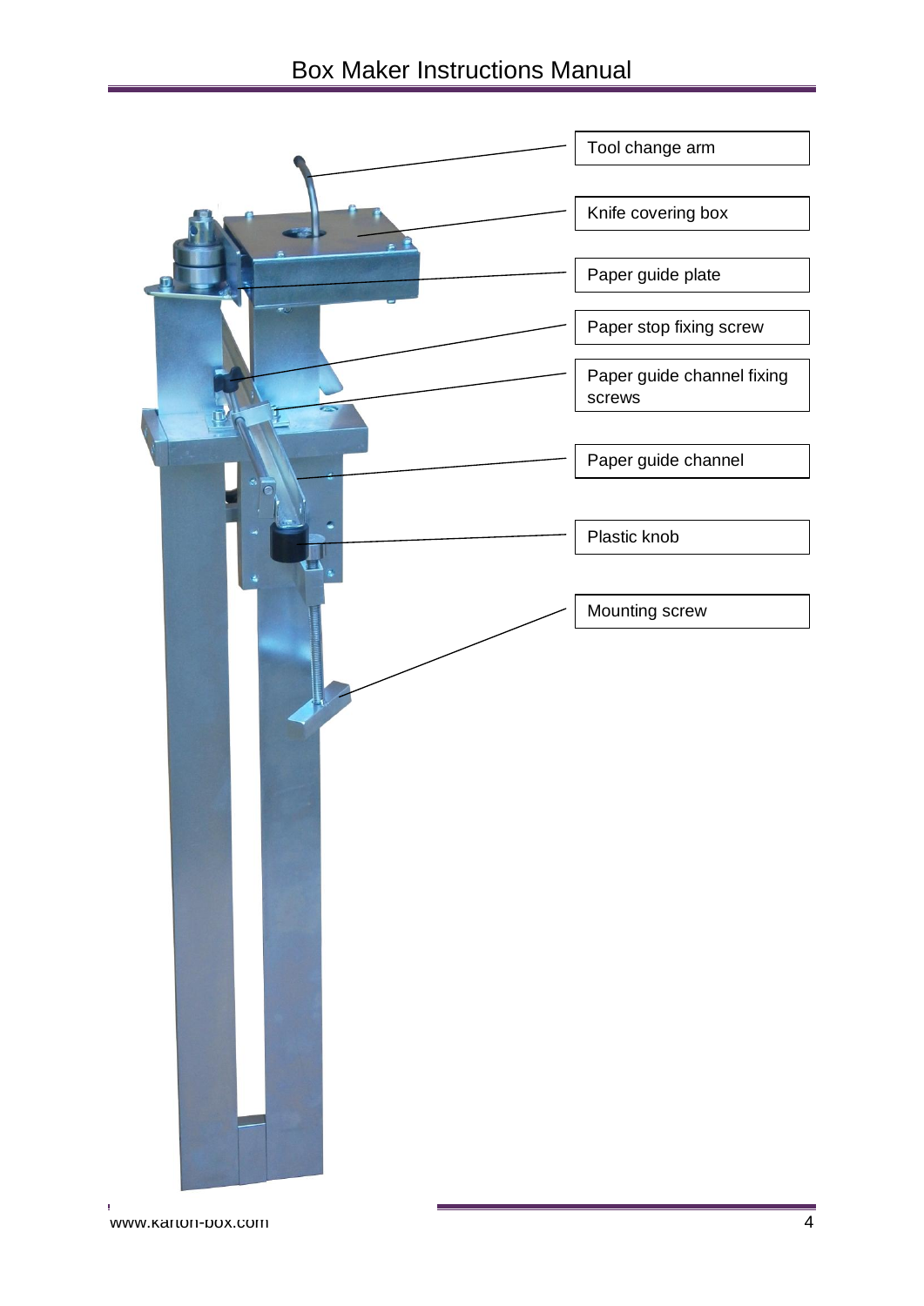Tool change arm

Knife covering box

Paper guide plate

Paper stop fixing screw

Paper guide channel fixing screws

Paper guide channel

Plastic knob

Mounting screw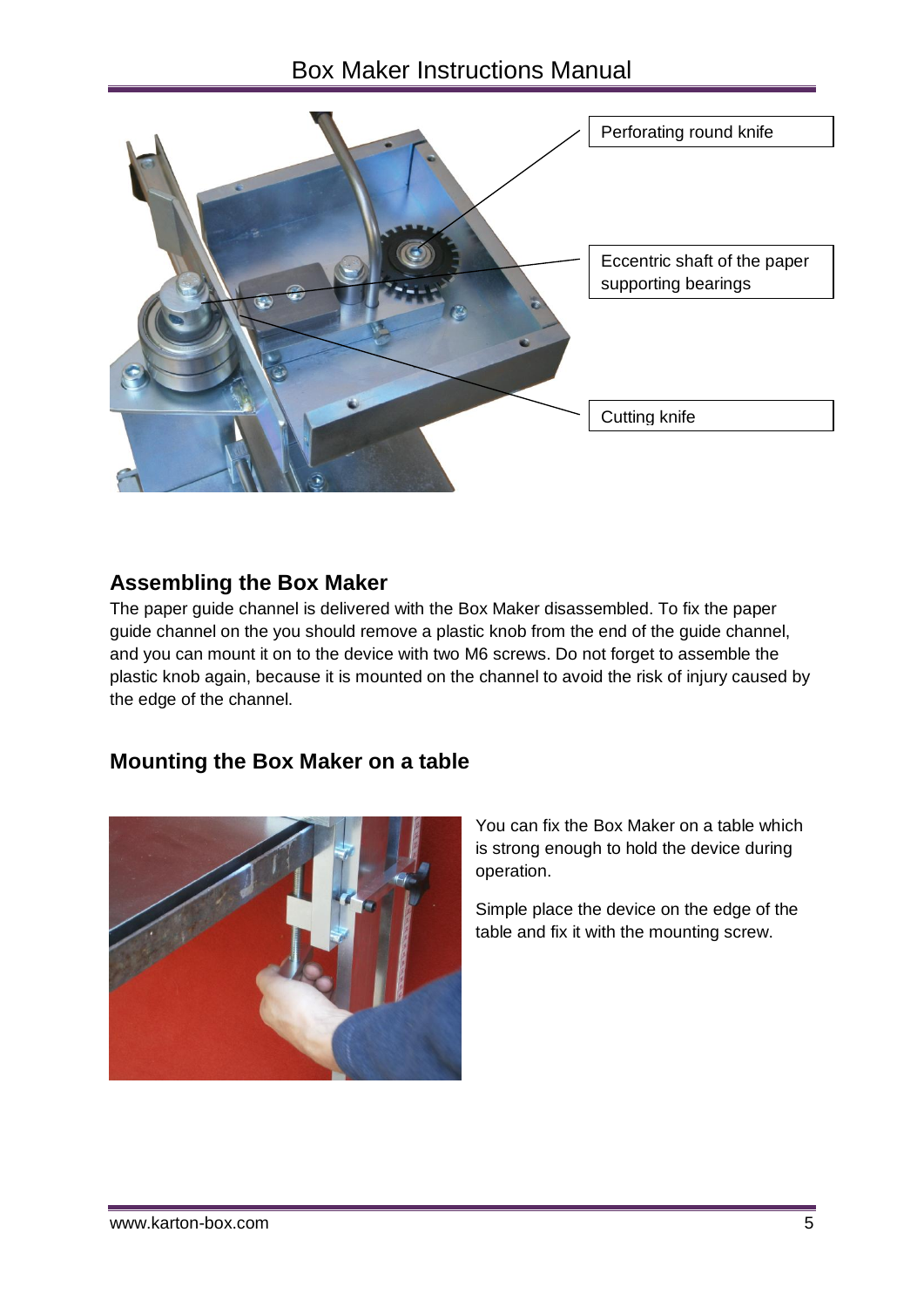Perforating round knife

Eccentric shaft of the paper supporting bearings

Cutting knife

## Assembling the Box Maker

The paper guide channel is delivered with the Box Maker disassembled. To fix the paper guide channel on the you should remove a plastic knob from the end of the guide channel, and you can mount it on to the device with two M6 screws. Do not forget to assemble the plastic knob again, because it is mounted on the channel to avoid the risk of injury caused by the edge of the channel.

## Mounting the Box Maker on a table

You can fix the Box Maker on a table which is strong enough to hold the device during operation.

Simple place the device on the edge of the table and fix it with the mounting screw.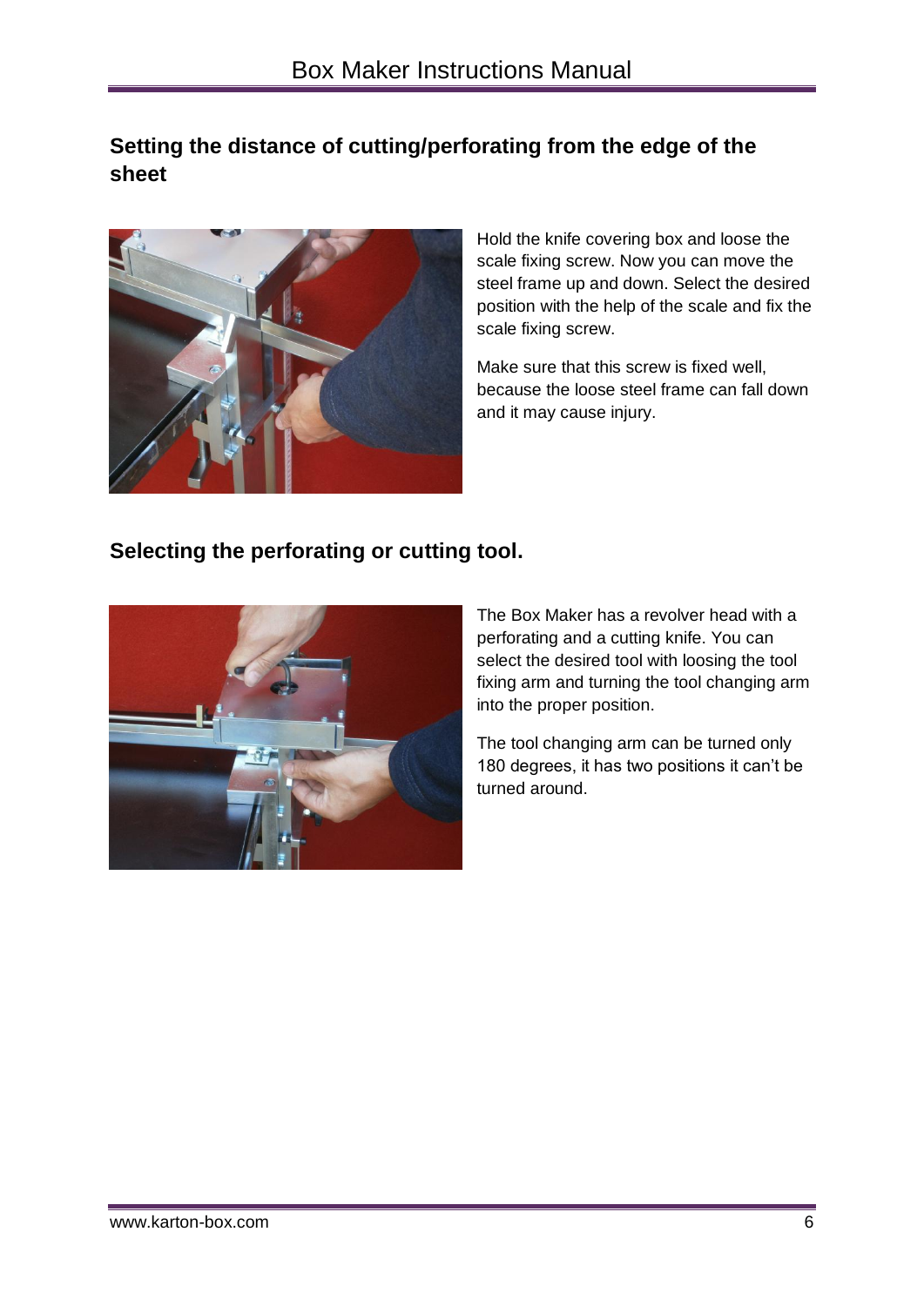## Setting the distance of cutting/perforating from the edge of the sheet

Hold the knife covering box and loose the scale fixing screw. Now you can move the steel frame up and down. Select the desired position with the help of the scale and fix the scale fixing screw.

Make sure that this screw is fixed well, because the loose steel frame can fall down and it may cause injury.

## Selecting the perforating or cutting tool.

The Box Maker has a revolver head with a perforating and a cutting knife. You can select the desired tool with loosing the tool fixing arm and turning the tool changing arm into the proper position.

The tool changing arm can be turned only 180 degrees, it has two positions it can't be turned around.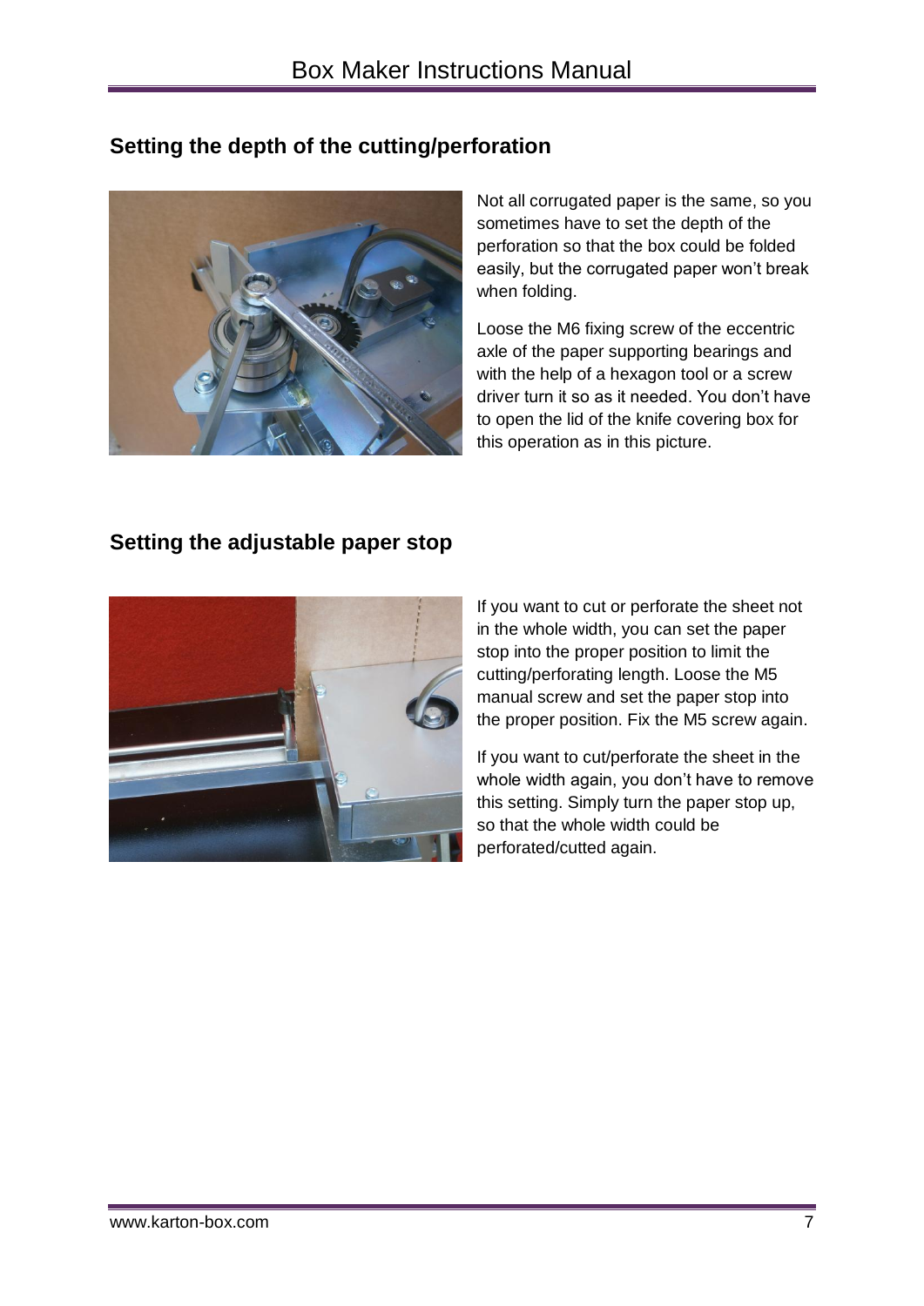## Setting the depth of the cutting/perforation

Not all corrugated paper is the same, so you sometimes have to set the depth of the perforation so that the box could be folded easily, but the corrugated paper won't break when folding.

Loose the M6 fixing screw of the eccentric axle of the paper supporting bearings and with the help of a hexagon tool or a screw driver turn it so as it needed. You don't have to open the lid of the knife covering box for this operation as in this picture.

## Setting the adjustable paper stop

If you want to cut or perforate the sheet not in the whole width, you can set the paper stop into the proper position to limit the cutting/perforating length. Loose the M5 manual screw and set the paper stop into the proper position. Fix the M5 screw again.

If you want to cut/perforate the sheet in the whole width again, you don't have to remove this setting. Simply turn the paper stop up, so that the whole width could be perforated/cutted again.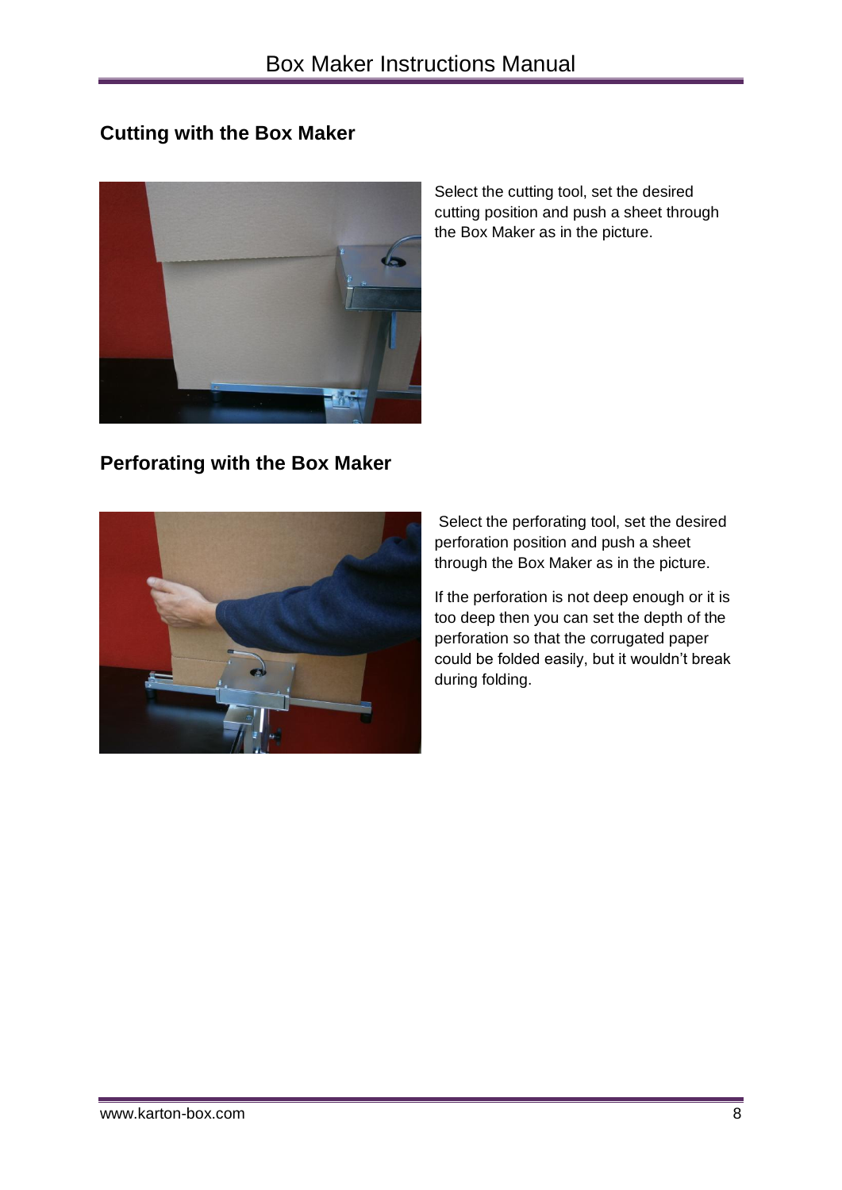## Cutting with the Box Maker

Select the cutting tool, set the desired cutting position and push a sheet through the Box Maker as in the picture.

## Perforating with the Box Maker

Select the perforating tool, set the desired perforation position and push a sheet through the Box Maker as in the picture.

If the perforation is not deep enough or it is too deep then you can set the depth of the perforation so that the corrugated paper could be folded easily, but it wouldn't break during folding.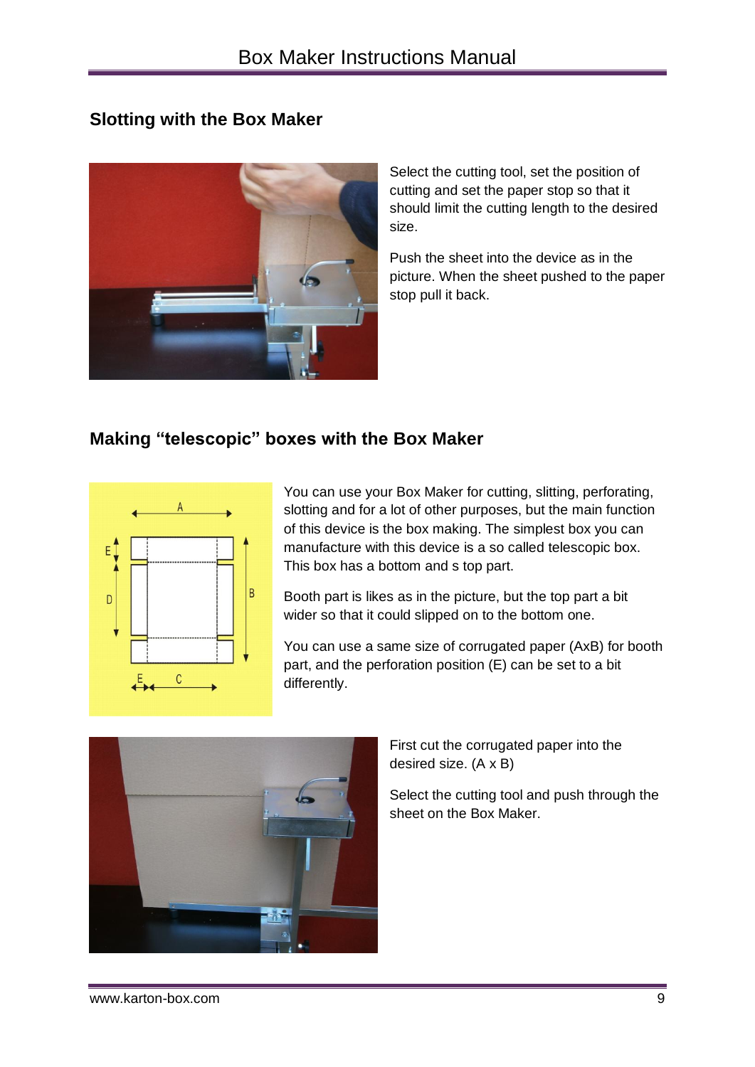## Slotting with the Box Maker

Select the cutting tool, set the position of cutting and set the paper stop so that it should limit the cutting length to the desired size.

Push the sheet into the device as in the picture. When the sheet pushed to the paper stop pull it back.

## Making “telescopic” boxes with the Box Maker

You can use your Box Maker for cutting, slitting, perforating, slotting and for a lot of other purposes, but the main function of this device is the box making. The simplest box you can manufacture with this device is a so called telescopic box. This box has a bottom and s top part.

Booth part is likes as in the picture, but the top part a bit wider so that it could slipped on to the bottom one.

You can use a same size of corrugated paper (AxB) for booth part, and the perforation position (E) can be set to a bit differently.

First cut the corrugated paper into the desired size. (A x B)

Select the cutting tool and push through the sheet on the Box Maker.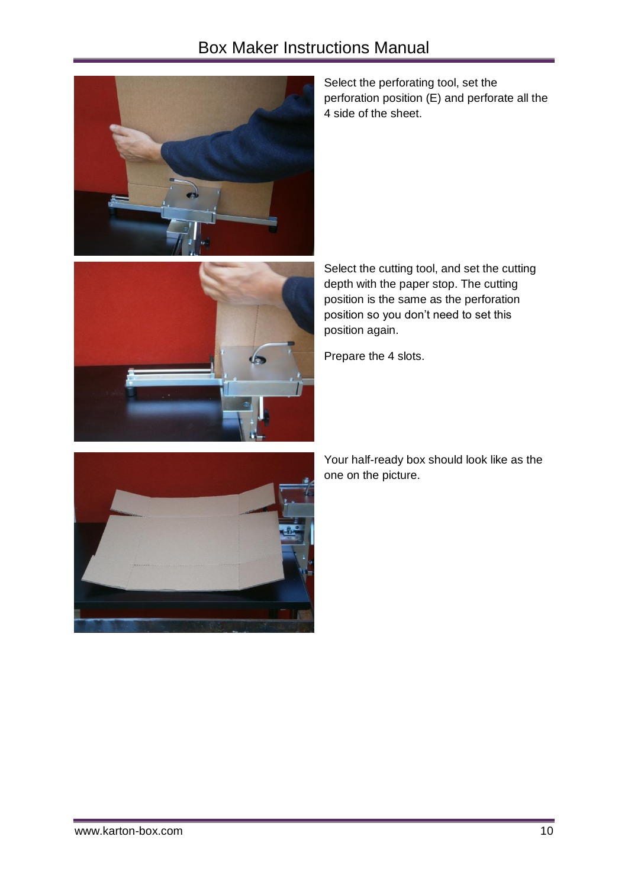Select the perforating tool, set the perforation position (E) and perforate all the 4 side of the sheet.

Select the cutting tool, and set the cutting depth with the paper stop. The cutting position is the same as the perforation position so you don't need to set this position again.

Prepare the 4 slots.

Your half-ready box should look like as the one on the picture.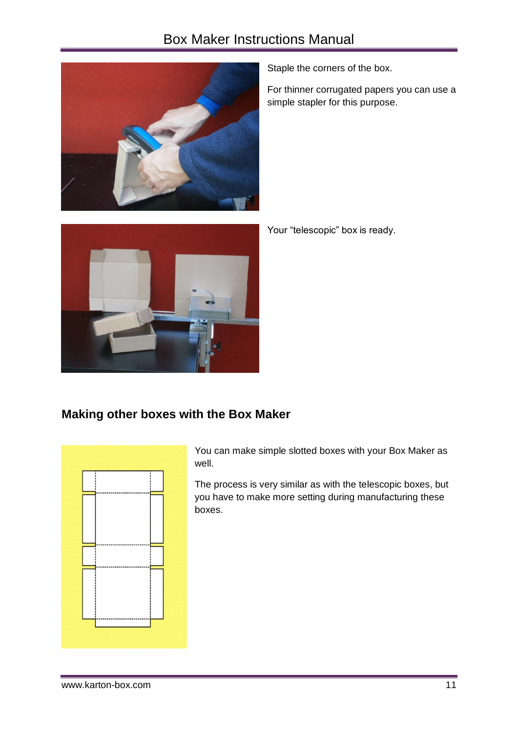Staple the corners of the box.

For thinner corrugated papers you can use a simple stapler for this purpose.

Your “telescopic” box is ready.

## Making other boxes with the Box Maker

You can make simple slotted boxes with your Box Maker as well.

The process is very similar as with the telescopic boxes, but you have to make more setting during manufacturing these boxes.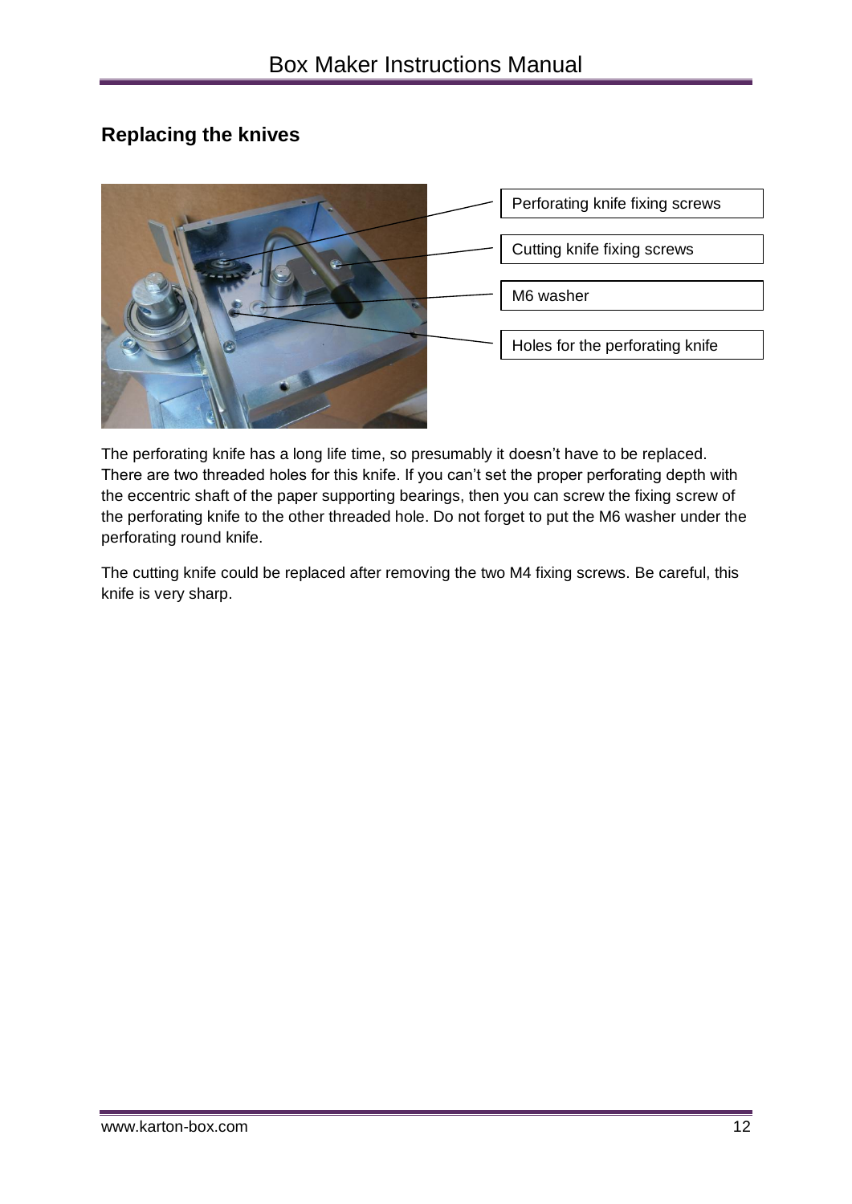## Replacing the knives

Perforating knife fixing screws

Cutting knife fixing screws

M6 washer

Holes for the perforating knife

The perforating knife has a long life time, so presumably it doesn't have to be replaced. There are two threaded holes for this knife. If you can't set the proper perforating depth with the eccentric shaft of the paper supporting bearings, then you can screw the fixing screw of the perforating knife to the other threaded hole. Do not forget to put the M6 washer under the perforating round knife.

The cutting knife could be replaced after removing the two M4 fixing screws. Be careful, this knife is very sharp.